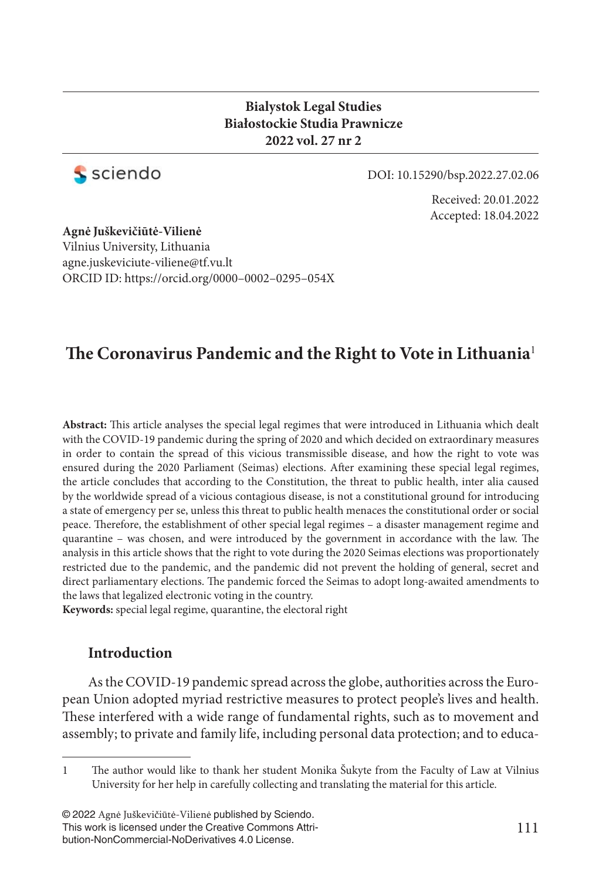**Bialystok Legal Studies**
**Białostockie Studia Prawnicze**
**2022 vol. 27 nr 2**

sciendo

DOI: 10.15290/bsp.2022.27.02.06

Received: 20.01.2022
Accepted: 18.04.2022

**Agnė Juškevičiūtė-Vilienė**
Vilnius University, Lithuania
agne.juskeviciute-viliene@tf.vu.lt
ORCID ID: https://orcid.org/0000–0002–0295–054X

# The Coronavirus Pandemic and the Right to Vote in Lithuania[1]

**Abstract:** This article analyses the special legal regimes that were introduced in Lithuania which dealt with the COVID-19 pandemic during the spring of 2020 and which decided on extraordinary measures in order to contain the spread of this vicious transmissible disease, and how the right to vote was ensured during the 2020 Parliament (Seimas) elections. After examining these special legal regimes, the article concludes that according to the Constitution, the threat to public health, inter alia caused by the worldwide spread of a vicious contagious disease, is not a constitutional ground for introducing a state of emergency per se, unless this threat to public health menaces the constitutional order or social peace. Therefore, the establishment of other special legal regimes – a disaster management regime and quarantine – was chosen, and were introduced by the government in accordance with the law. The analysis in this article shows that the right to vote during the 2020 Seimas elections was proportionately restricted due to the pandemic, and the pandemic did not prevent the holding of general, secret and direct parliamentary elections. The pandemic forced the Seimas to adopt long-awaited amendments to the laws that legalized electronic voting in the country.
**Keywords:** special legal regime, quarantine, the electoral right

## Introduction

As the COVID-19 pandemic spread across the globe, authorities across the European Union adopted myriad restrictive measures to protect people's lives and health. These interfered with a wide range of fundamental rights, such as to movement and assembly; to private and family life, including personal data protection; and to educa-

---

1 The author would like to thank her student Monika Šukyte from the Faculty of Law at Vilnius University for her help in carefully collecting and translating the material for this article.

© 2022 Agnė Juškevičiūtė-Vilienė published by Sciendo.
This work is licensed under the Creative Commons Attribution-NonCommercial-NoDerivatives 4.0 License.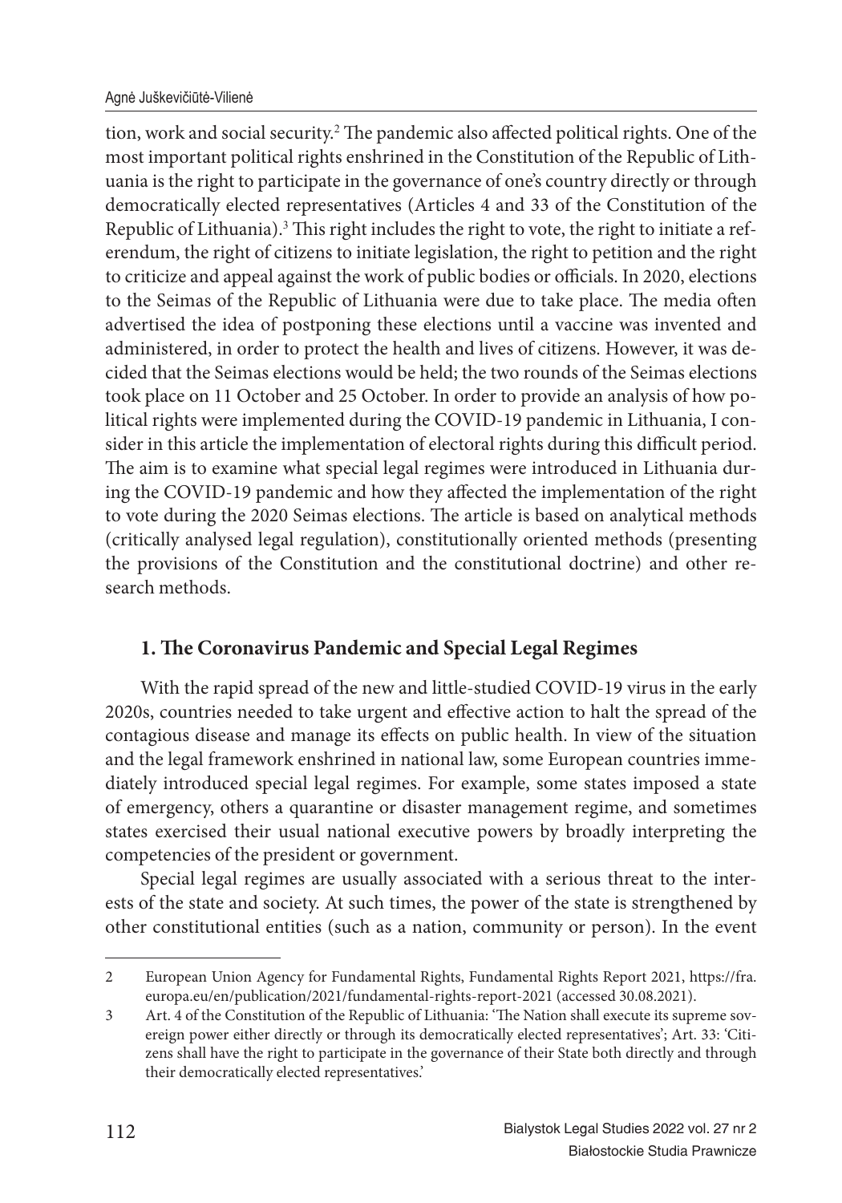tion, work and social security.[2] The pandemic also affected political rights. One of the most important political rights enshrined in the Constitution of the Republic of Lithuania is the right to participate in the governance of one's country directly or through democratically elected representatives (Articles 4 and 33 of the Constitution of the Republic of Lithuania).[3] This right includes the right to vote, the right to initiate a referendum, the right of citizens to initiate legislation, the right to petition and the right to criticize and appeal against the work of public bodies or officials. In 2020, elections to the Seimas of the Republic of Lithuania were due to take place. The media often advertised the idea of postponing these elections until a vaccine was invented and administered, in order to protect the health and lives of citizens. However, it was decided that the Seimas elections would be held; the two rounds of the Seimas elections took place on 11 October and 25 October. In order to provide an analysis of how political rights were implemented during the COVID-19 pandemic in Lithuania, I consider in this article the implementation of electoral rights during this difficult period. The aim is to examine what special legal regimes were introduced in Lithuania during the COVID-19 pandemic and how they affected the implementation of the right to vote during the 2020 Seimas elections. The article is based on analytical methods (critically analysed legal regulation), constitutionally oriented methods (presenting the provisions of the Constitution and the constitutional doctrine) and other research methods.

## 1. The Coronavirus Pandemic and Special Legal Regimes

With the rapid spread of the new and little-studied COVID-19 virus in the early 2020s, countries needed to take urgent and effective action to halt the spread of the contagious disease and manage its effects on public health. In view of the situation and the legal framework enshrined in national law, some European countries immediately introduced special legal regimes. For example, some states imposed a state of emergency, others a quarantine or disaster management regime, and sometimes states exercised their usual national executive powers by broadly interpreting the competencies of the president or government.

Special legal regimes are usually associated with a serious threat to the interests of the state and society. At such times, the power of the state is strengthened by other constitutional entities (such as a nation, community or person). In the event

---

2 European Union Agency for Fundamental Rights, Fundamental Rights Report 2021, https://fra.europa.eu/en/publication/2021/fundamental-rights-report-2021 (accessed 30.08.2021).

3 Art. 4 of the Constitution of the Republic of Lithuania: 'The Nation shall execute its supreme sovereign power either directly or through its democratically elected representatives'; Art. 33: 'Citizens shall have the right to participate in the governance of their State both directly and through their democratically elected representatives.'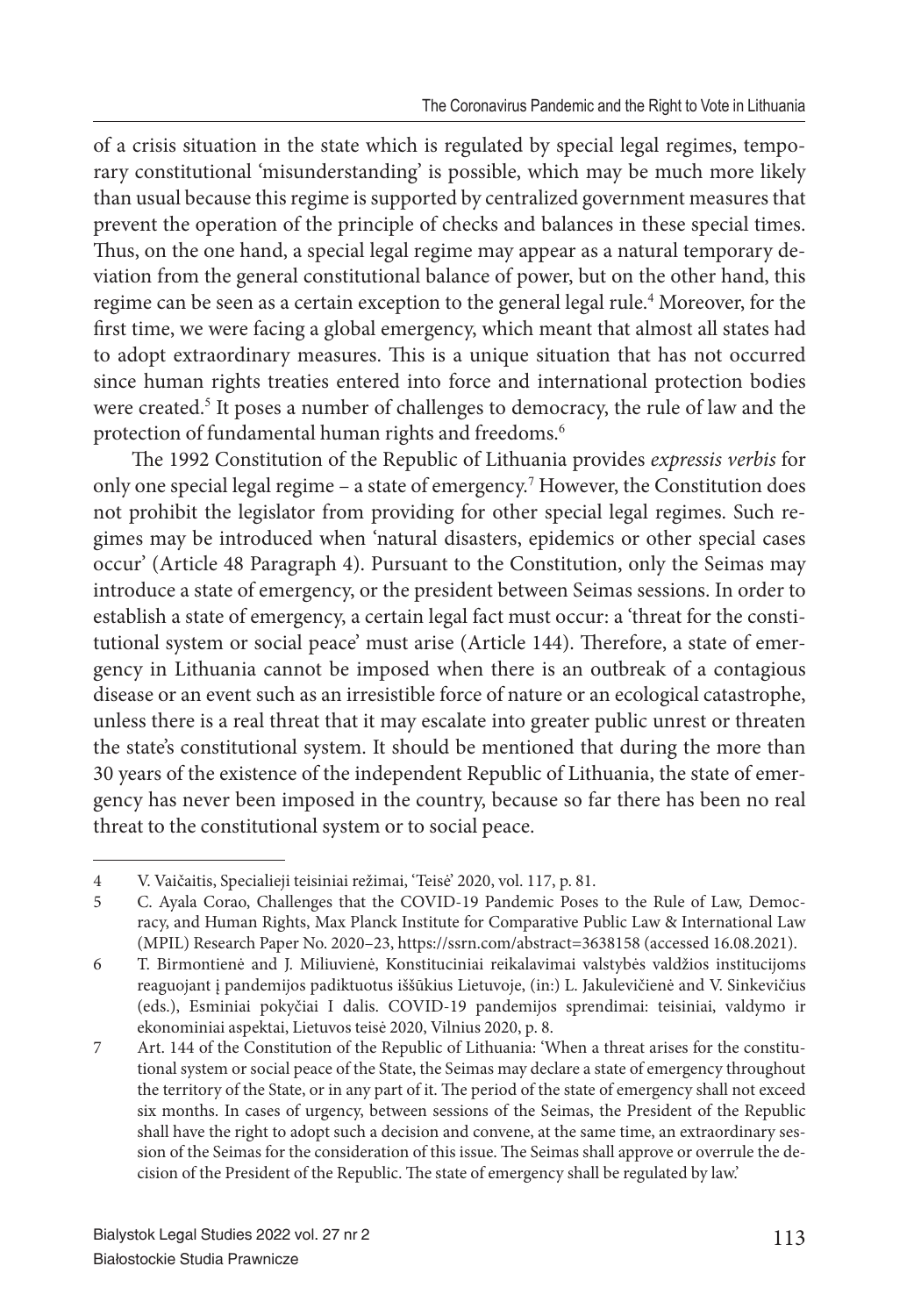of a crisis situation in the state which is regulated by special legal regimes, temporary constitutional 'misunderstanding' is possible, which may be much more likely than usual because this regime is supported by centralized government measures that prevent the operation of the principle of checks and balances in these special times. Thus, on the one hand, a special legal regime may appear as a natural temporary deviation from the general constitutional balance of power, but on the other hand, this regime can be seen as a certain exception to the general legal rule.[4] Moreover, for the first time, we were facing a global emergency, which meant that almost all states had to adopt extraordinary measures. This is a unique situation that has not occurred since human rights treaties entered into force and international protection bodies were created.[5] It poses a number of challenges to democracy, the rule of law and the protection of fundamental human rights and freedoms.[6]

The 1992 Constitution of the Republic of Lithuania provides *expressis verbis* for only one special legal regime – a state of emergency.[7] However, the Constitution does not prohibit the legislator from providing for other special legal regimes. Such regimes may be introduced when 'natural disasters, epidemics or other special cases occur' (Article 48 Paragraph 4). Pursuant to the Constitution, only the Seimas may introduce a state of emergency, or the president between Seimas sessions. In order to establish a state of emergency, a certain legal fact must occur: a 'threat for the constitutional system or social peace' must arise (Article 144). Therefore, a state of emergency in Lithuania cannot be imposed when there is an outbreak of a contagious disease or an event such as an irresistible force of nature or an ecological catastrophe, unless there is a real threat that it may escalate into greater public unrest or threaten the state's constitutional system. It should be mentioned that during the more than 30 years of the existence of the independent Republic of Lithuania, the state of emergency has never been imposed in the country, because so far there has been no real threat to the constitutional system or to social peace.

---

4 V. Vaičaitis, Specialieji teisiniai režimai, 'Teisė' 2020, vol. 117, p. 81.

5 C. Ayala Corao, Challenges that the COVID-19 Pandemic Poses to the Rule of Law, Democracy, and Human Rights, Max Planck Institute for Comparative Public Law & International Law (MPIL) Research Paper No. 2020–23, https://ssrn.com/abstract=3638158 (accessed 16.08.2021).

6 T. Birmontienė and J. Miliuvienė, Konstituciniai reikalavimai valstybės valdžios institucijoms reaguojant į pandemijos padiktuotus iššūkius Lietuvoje, (in:) L. Jakulevičienė and V. Sinkevičius (eds.), Esminiai pokyčiai I dalis. COVID-19 pandemijos sprendimai: teisiniai, valdymo ir ekonominiai aspektai, Lietuvos teisė 2020, Vilnius 2020, p. 8.

7 Art. 144 of the Constitution of the Republic of Lithuania: 'When a threat arises for the constitutional system or social peace of the State, the Seimas may declare a state of emergency throughout the territory of the State, or in any part of it. The period of the state of emergency shall not exceed six months. In cases of urgency, between sessions of the Seimas, the President of the Republic shall have the right to adopt such a decision and convene, at the same time, an extraordinary session of the Seimas for the consideration of this issue. The Seimas shall approve or overrule the decision of the President of the Republic. The state of emergency shall be regulated by law.'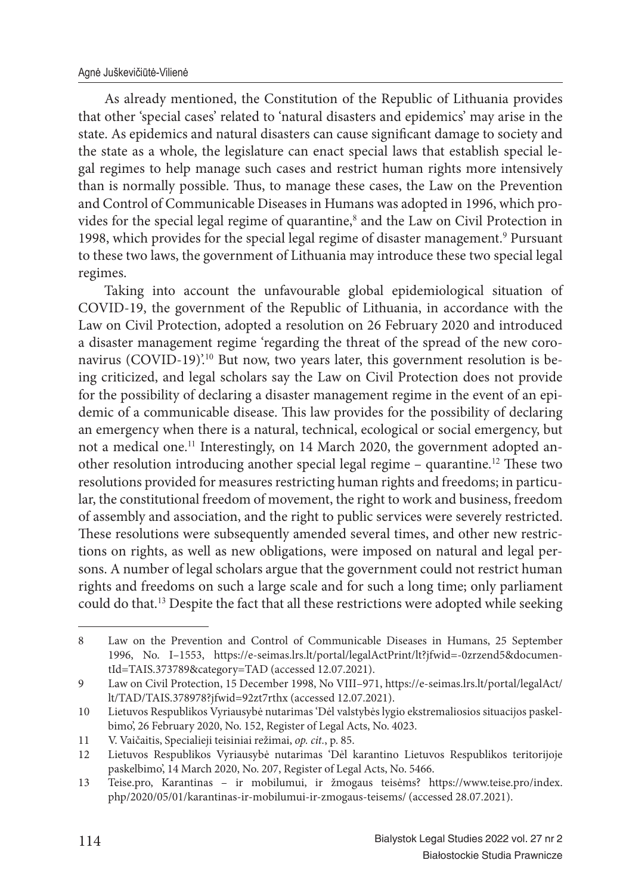As already mentioned, the Constitution of the Republic of Lithuania provides that other 'special cases' related to 'natural disasters and epidemics' may arise in the state. As epidemics and natural disasters can cause significant damage to society and the state as a whole, the legislature can enact special laws that establish special legal regimes to help manage such cases and restrict human rights more intensively than is normally possible. Thus, to manage these cases, the Law on the Prevention and Control of Communicable Diseases in Humans was adopted in 1996, which provides for the special legal regime of quarantine,[8] and the Law on Civil Protection in 1998, which provides for the special legal regime of disaster management.[9] Pursuant to these two laws, the government of Lithuania may introduce these two special legal regimes.

Taking into account the unfavourable global epidemiological situation of COVID-19, the government of the Republic of Lithuania, in accordance with the Law on Civil Protection, adopted a resolution on 26 February 2020 and introduced a disaster management regime 'regarding the threat of the spread of the new coronavirus (COVID-19)'.[10] But now, two years later, this government resolution is being criticized, and legal scholars say the Law on Civil Protection does not provide for the possibility of declaring a disaster management regime in the event of an epidemic of a communicable disease. This law provides for the possibility of declaring an emergency when there is a natural, technical, ecological or social emergency, but not a medical one.[11] Interestingly, on 14 March 2020, the government adopted another resolution introducing another special legal regime – quarantine.[12] These two resolutions provided for measures restricting human rights and freedoms; in particular, the constitutional freedom of movement, the right to work and business, freedom of assembly and association, and the right to public services were severely restricted. These resolutions were subsequently amended several times, and other new restrictions on rights, as well as new obligations, were imposed on natural and legal persons. A number of legal scholars argue that the government could not restrict human rights and freedoms on such a large scale and for such a long time; only parliament could do that.[13] Despite the fact that all these restrictions were adopted while seeking

---

8 Law on the Prevention and Control of Communicable Diseases in Humans, 25 September 1996, No. I–1553, https://e-seimas.lrs.lt/portal/legalActPrint/lt?jfwid=-0zrzend5&documentId=TAIS.373789&category=TAD (accessed 12.07.2021).

9 Law on Civil Protection, 15 December 1998, No VIII–971, https://e-seimas.lrs.lt/portal/legalAct/lt/TAD/TAIS.378978?jfwid=92zt7rthx (accessed 12.07.2021).

10 Lietuvos Respublikos Vyriausybė nutarimas 'Dėl valstybės lygio ekstremaliosios situacijos paskelbimo', 26 February 2020, No. 152, Register of Legal Acts, No. 4023.

11 V. Vaičaitis, Specialieji teisiniai režimai, *op. cit.*, p. 85.

12 Lietuvos Respublikos Vyriausybė nutarimas 'Dėl karantino Lietuvos Respublikos teritorijoje paskelbimo', 14 March 2020, No. 207, Register of Legal Acts, No. 5466.

13 Teise.pro, Karantinas – ir mobilumui, ir žmogaus teisėms? https://www.teise.pro/index.php/2020/05/01/karantinas-ir-mobilumui-ir-zmogaus-teisems/ (accessed 28.07.2021).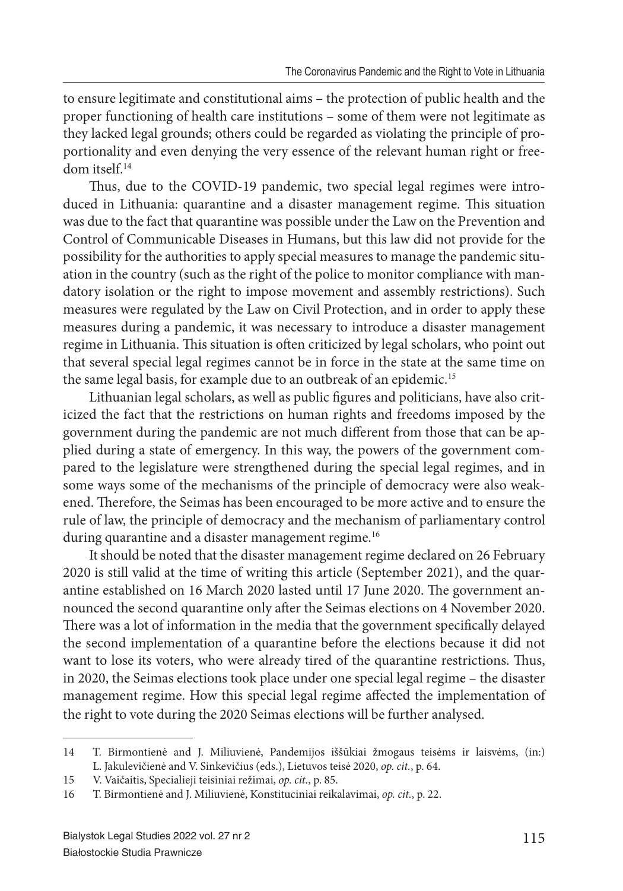to ensure legitimate and constitutional aims – the protection of public health and the proper functioning of health care institutions – some of them were not legitimate as they lacked legal grounds; others could be regarded as violating the principle of proportionality and even denying the very essence of the relevant human right or freedom itself.[14]

Thus, due to the COVID-19 pandemic, two special legal regimes were introduced in Lithuania: quarantine and a disaster management regime. This situation was due to the fact that quarantine was possible under the Law on the Prevention and Control of Communicable Diseases in Humans, but this law did not provide for the possibility for the authorities to apply special measures to manage the pandemic situation in the country (such as the right of the police to monitor compliance with mandatory isolation or the right to impose movement and assembly restrictions). Such measures were regulated by the Law on Civil Protection, and in order to apply these measures during a pandemic, it was necessary to introduce a disaster management regime in Lithuania. This situation is often criticized by legal scholars, who point out that several special legal regimes cannot be in force in the state at the same time on the same legal basis, for example due to an outbreak of an epidemic.[15]

Lithuanian legal scholars, as well as public figures and politicians, have also criticized the fact that the restrictions on human rights and freedoms imposed by the government during the pandemic are not much different from those that can be applied during a state of emergency. In this way, the powers of the government compared to the legislature were strengthened during the special legal regimes, and in some ways some of the mechanisms of the principle of democracy were also weakened. Therefore, the Seimas has been encouraged to be more active and to ensure the rule of law, the principle of democracy and the mechanism of parliamentary control during quarantine and a disaster management regime.[16]

It should be noted that the disaster management regime declared on 26 February 2020 is still valid at the time of writing this article (September 2021), and the quarantine established on 16 March 2020 lasted until 17 June 2020. The government announced the second quarantine only after the Seimas elections on 4 November 2020. There was a lot of information in the media that the government specifically delayed the second implementation of a quarantine before the elections because it did not want to lose its voters, who were already tired of the quarantine restrictions. Thus, in 2020, the Seimas elections took place under one special legal regime – the disaster management regime. How this special legal regime affected the implementation of the right to vote during the 2020 Seimas elections will be further analysed.

---

14 T. Birmontienė and J. Miliuvienė, Pandemijos iššūkiai žmogaus teisėms ir laisvėms, (in:) L. Jakulevičienė and V. Sinkevičius (eds.), Lietuvos teisė 2020, *op. cit.*, p. 64.

15 V. Vaičaitis, Specialieji teisiniai režimai, *op. cit.*, p. 85.

16 T. Birmontienė and J. Miliuvienė, Konstituciniai reikalavimai, *op. cit.*, p. 22.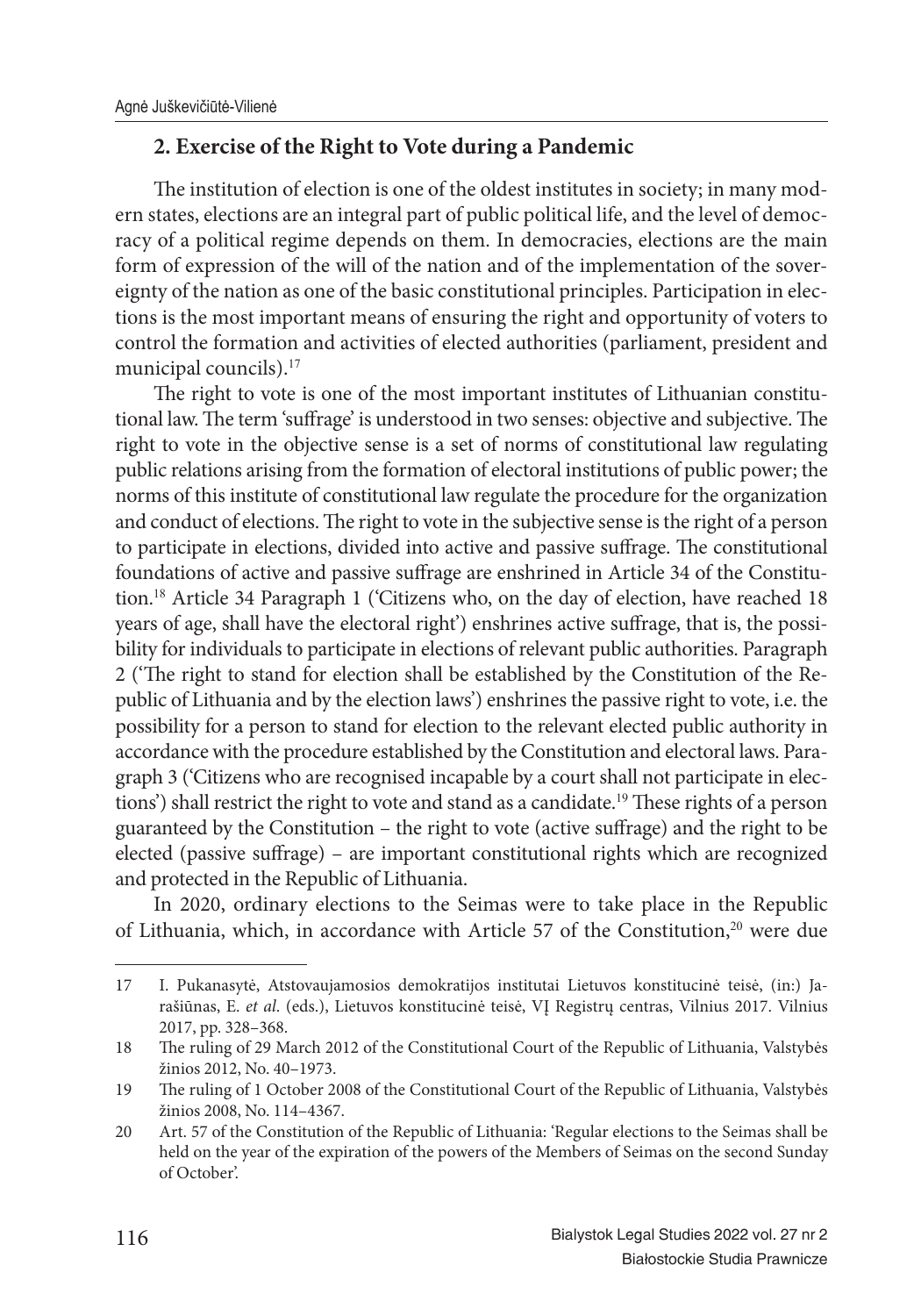## 2. Exercise of the Right to Vote during a Pandemic

The institution of election is one of the oldest institutes in society; in many modern states, elections are an integral part of public political life, and the level of democracy of a political regime depends on them. In democracies, elections are the main form of expression of the will of the nation and of the implementation of the sovereignty of the nation as one of the basic constitutional principles. Participation in elections is the most important means of ensuring the right and opportunity of voters to control the formation and activities of elected authorities (parliament, president and municipal councils).[17]

The right to vote is one of the most important institutes of Lithuanian constitutional law. The term 'suffrage' is understood in two senses: objective and subjective. The right to vote in the objective sense is a set of norms of constitutional law regulating public relations arising from the formation of electoral institutions of public power; the norms of this institute of constitutional law regulate the procedure for the organization and conduct of elections. The right to vote in the subjective sense is the right of a person to participate in elections, divided into active and passive suffrage. The constitutional foundations of active and passive suffrage are enshrined in Article 34 of the Constitution.[18] Article 34 Paragraph 1 ('Citizens who, on the day of election, have reached 18 years of age, shall have the electoral right') enshrines active suffrage, that is, the possibility for individuals to participate in elections of relevant public authorities. Paragraph 2 ('The right to stand for election shall be established by the Constitution of the Republic of Lithuania and by the election laws') enshrines the passive right to vote, i.e. the possibility for a person to stand for election to the relevant elected public authority in accordance with the procedure established by the Constitution and electoral laws. Paragraph 3 ('Citizens who are recognised incapable by a court shall not participate in elections') shall restrict the right to vote and stand as a candidate.[19] These rights of a person guaranteed by the Constitution – the right to vote (active suffrage) and the right to be elected (passive suffrage) – are important constitutional rights which are recognized and protected in the Republic of Lithuania.

In 2020, ordinary elections to the Seimas were to take place in the Republic of Lithuania, which, in accordance with Article 57 of the Constitution,[20] were due

---

17 I. Pukanasytė, Atstovaujamosios demokratijos institutai Lietuvos konstitucinė teisė, (in:) Jarašiūnas, E. *et al*. (eds.), Lietuvos konstitucinė teisė, VĮ Registrų centras, Vilnius 2017. Vilnius 2017, pp. 328–368.

18 The ruling of 29 March 2012 of the Constitutional Court of the Republic of Lithuania, Valstybės žinios 2012, No. 40–1973.

19 The ruling of 1 October 2008 of the Constitutional Court of the Republic of Lithuania, Valstybės žinios 2008, No. 114–4367.

20 Art. 57 of the Constitution of the Republic of Lithuania: 'Regular elections to the Seimas shall be held on the year of the expiration of the powers of the Members of Seimas on the second Sunday of October'.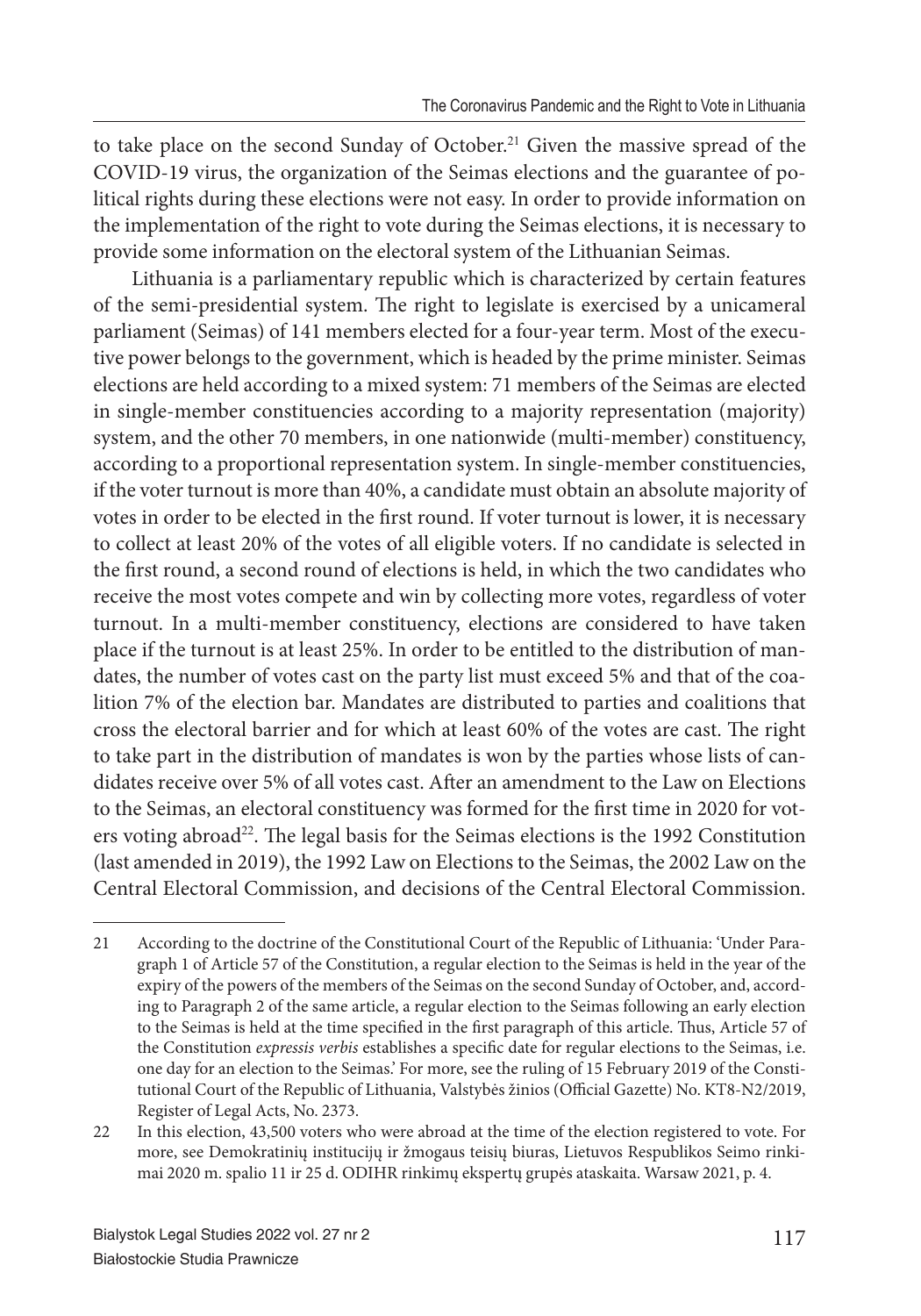to take place on the second Sunday of October.[21] Given the massive spread of the COVID-19 virus, the organization of the Seimas elections and the guarantee of political rights during these elections were not easy. In order to provide information on the implementation of the right to vote during the Seimas elections, it is necessary to provide some information on the electoral system of the Lithuanian Seimas.

Lithuania is a parliamentary republic which is characterized by certain features of the semi-presidential system. The right to legislate is exercised by a unicameral parliament (Seimas) of 141 members elected for a four-year term. Most of the executive power belongs to the government, which is headed by the prime minister. Seimas elections are held according to a mixed system: 71 members of the Seimas are elected in single-member constituencies according to a majority representation (majority) system, and the other 70 members, in one nationwide (multi-member) constituency, according to a proportional representation system. In single-member constituencies, if the voter turnout is more than 40%, a candidate must obtain an absolute majority of votes in order to be elected in the first round. If voter turnout is lower, it is necessary to collect at least 20% of the votes of all eligible voters. If no candidate is selected in the first round, a second round of elections is held, in which the two candidates who receive the most votes compete and win by collecting more votes, regardless of voter turnout. In a multi-member constituency, elections are considered to have taken place if the turnout is at least 25%. In order to be entitled to the distribution of mandates, the number of votes cast on the party list must exceed 5% and that of the coalition 7% of the election bar. Mandates are distributed to parties and coalitions that cross the electoral barrier and for which at least 60% of the votes are cast. The right to take part in the distribution of mandates is won by the parties whose lists of candidates receive over 5% of all votes cast. After an amendment to the Law on Elections to the Seimas, an electoral constituency was formed for the first time in 2020 for voters voting abroad[22]. The legal basis for the Seimas elections is the 1992 Constitution (last amended in 2019), the 1992 Law on Elections to the Seimas, the 2002 Law on the Central Electoral Commission, and decisions of the Central Electoral Commission.

---

21 According to the doctrine of the Constitutional Court of the Republic of Lithuania: 'Under Paragraph 1 of Article 57 of the Constitution, a regular election to the Seimas is held in the year of the expiry of the powers of the members of the Seimas on the second Sunday of October, and, according to Paragraph 2 of the same article, a regular election to the Seimas following an early election to the Seimas is held at the time specified in the first paragraph of this article. Thus, Article 57 of the Constitution *expressis verbis* establishes a specific date for regular elections to the Seimas, i.e. one day for an election to the Seimas.' For more, see the ruling of 15 February 2019 of the Constitutional Court of the Republic of Lithuania, Valstybės žinios (Official Gazette) No. KT8-N2/2019, Register of Legal Acts, No. 2373.

22 In this election, 43,500 voters who were abroad at the time of the election registered to vote. For more, see Demokratinių institucijų ir žmogaus teisių biuras, Lietuvos Respublikos Seimo rinkimai 2020 m. spalio 11 ir 25 d. ODIHR rinkimų ekspertų grupės ataskaita. Warsaw 2021, p. 4.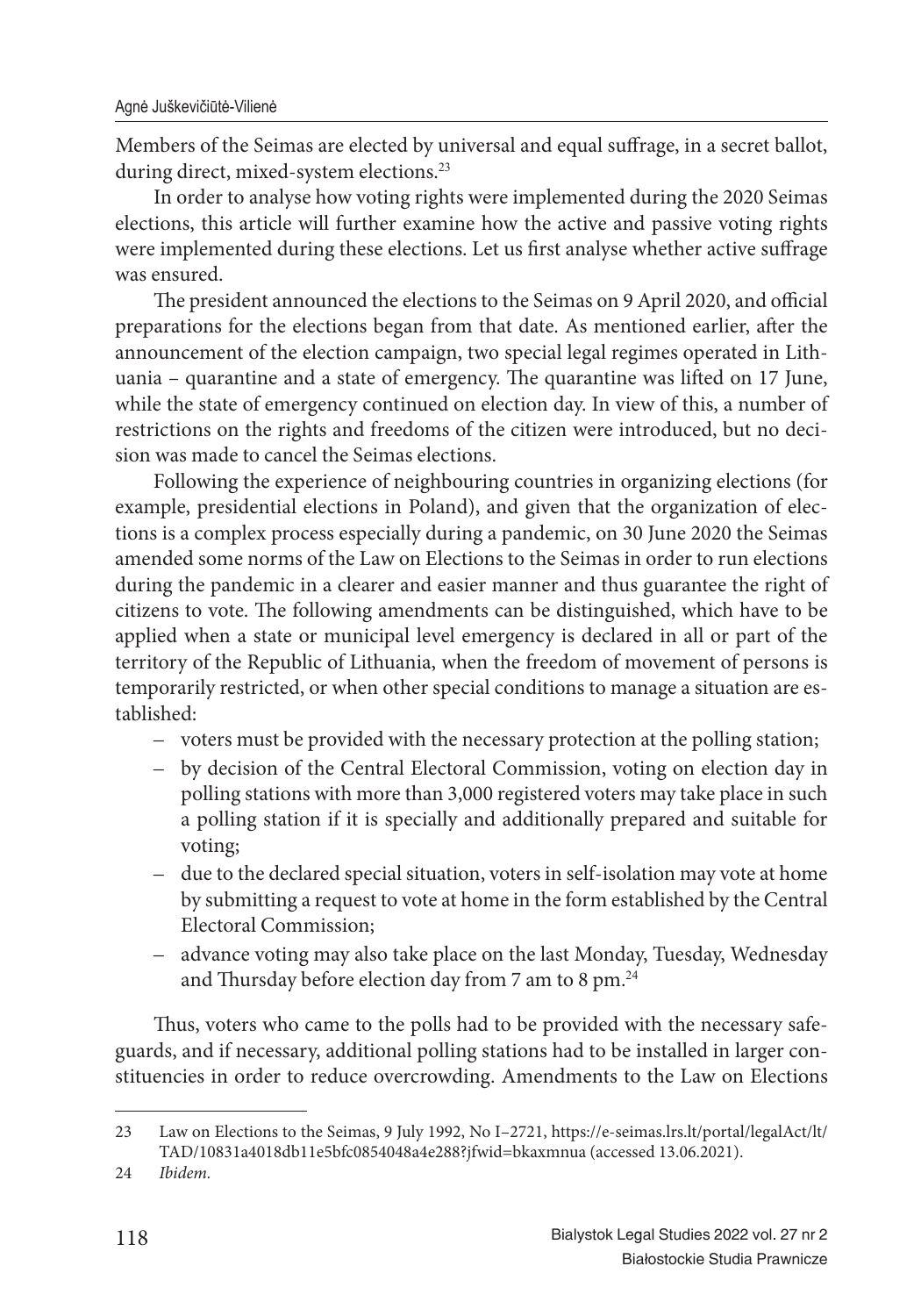Members of the Seimas are elected by universal and equal suffrage, in a secret ballot, during direct, mixed-system elections.[23]

In order to analyse how voting rights were implemented during the 2020 Seimas elections, this article will further examine how the active and passive voting rights were implemented during these elections. Let us first analyse whether active suffrage was ensured.

The president announced the elections to the Seimas on 9 April 2020, and official preparations for the elections began from that date. As mentioned earlier, after the announcement of the election campaign, two special legal regimes operated in Lithuania – quarantine and a state of emergency. The quarantine was lifted on 17 June, while the state of emergency continued on election day. In view of this, a number of restrictions on the rights and freedoms of the citizen were introduced, but no decision was made to cancel the Seimas elections.

Following the experience of neighbouring countries in organizing elections (for example, presidential elections in Poland), and given that the organization of elections is a complex process especially during a pandemic, on 30 June 2020 the Seimas amended some norms of the Law on Elections to the Seimas in order to run elections during the pandemic in a clearer and easier manner and thus guarantee the right of citizens to vote. The following amendments can be distinguished, which have to be applied when a state or municipal level emergency is declared in all or part of the territory of the Republic of Lithuania, when the freedom of movement of persons is temporarily restricted, or when other special conditions to manage a situation are established:

- voters must be provided with the necessary protection at the polling station;
- by decision of the Central Electoral Commission, voting on election day in polling stations with more than 3,000 registered voters may take place in such a polling station if it is specially and additionally prepared and suitable for voting;
- due to the declared special situation, voters in self-isolation may vote at home by submitting a request to vote at home in the form established by the Central Electoral Commission;
- advance voting may also take place on the last Monday, Tuesday, Wednesday and Thursday before election day from 7 am to 8 pm.[24]

Thus, voters who came to the polls had to be provided with the necessary safeguards, and if necessary, additional polling stations had to be installed in larger constituencies in order to reduce overcrowding. Amendments to the Law on Elections

---

23 Law on Elections to the Seimas, 9 July 1992, No I–2721, https://e-seimas.lrs.lt/portal/legalAct/lt/TAD/10831a4018db11e5bfc0854048a4e288?jfwid=bkaxmnua (accessed 13.06.2021).

24 *Ibidem.*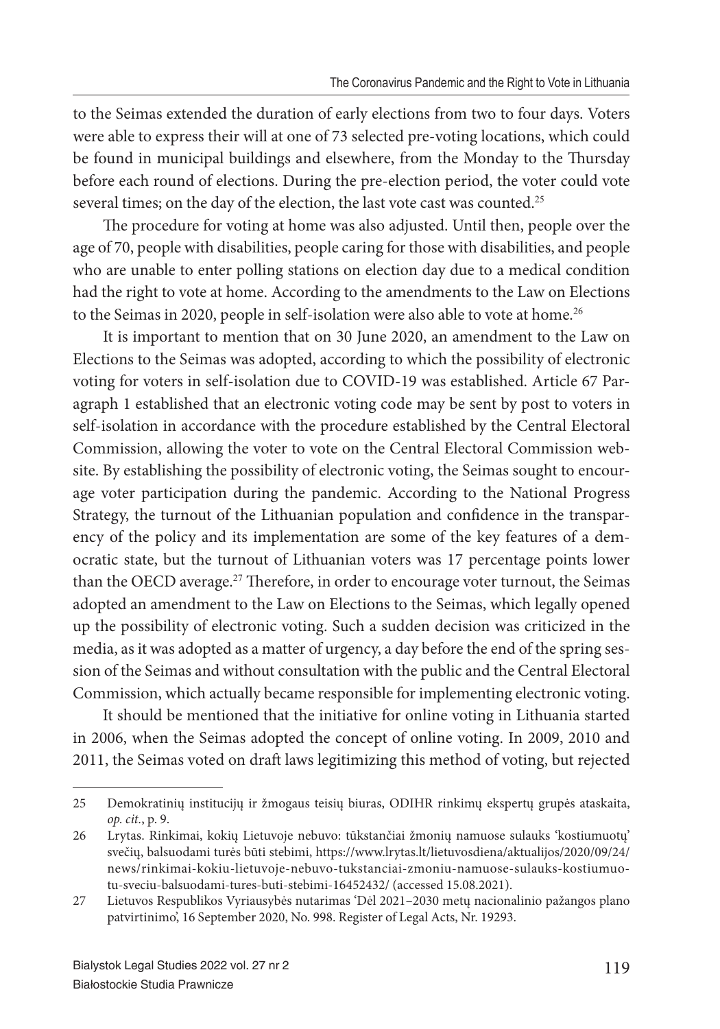to the Seimas extended the duration of early elections from two to four days. Voters were able to express their will at one of 73 selected pre-voting locations, which could be found in municipal buildings and elsewhere, from the Monday to the Thursday before each round of elections. During the pre-election period, the voter could vote several times; on the day of the election, the last vote cast was counted.[25]

The procedure for voting at home was also adjusted. Until then, people over the age of 70, people with disabilities, people caring for those with disabilities, and people who are unable to enter polling stations on election day due to a medical condition had the right to vote at home. According to the amendments to the Law on Elections to the Seimas in 2020, people in self-isolation were also able to vote at home.[26]

It is important to mention that on 30 June 2020, an amendment to the Law on Elections to the Seimas was adopted, according to which the possibility of electronic voting for voters in self-isolation due to COVID-19 was established. Article 67 Paragraph 1 established that an electronic voting code may be sent by post to voters in self-isolation in accordance with the procedure established by the Central Electoral Commission, allowing the voter to vote on the Central Electoral Commission website. By establishing the possibility of electronic voting, the Seimas sought to encourage voter participation during the pandemic. According to the National Progress Strategy, the turnout of the Lithuanian population and confidence in the transparency of the policy and its implementation are some of the key features of a democratic state, but the turnout of Lithuanian voters was 17 percentage points lower than the OECD average.[27] Therefore, in order to encourage voter turnout, the Seimas adopted an amendment to the Law on Elections to the Seimas, which legally opened up the possibility of electronic voting. Such a sudden decision was criticized in the media, as it was adopted as a matter of urgency, a day before the end of the spring session of the Seimas and without consultation with the public and the Central Electoral Commission, which actually became responsible for implementing electronic voting.

It should be mentioned that the initiative for online voting in Lithuania started in 2006, when the Seimas adopted the concept of online voting. In 2009, 2010 and 2011, the Seimas voted on draft laws legitimizing this method of voting, but rejected

---

25 Demokratinių institucijų ir žmogaus teisių biuras, ODIHR rinkimų ekspertų grupės ataskaita, *op. cit.*, p. 9.

26 Lrytas. Rinkimai, kokių Lietuvoje nebuvo: tūkstančiai žmonių namuose sulauks 'kostiumuotų' svečių, balsuodami turės būti stebimi, https://www.lrytas.lt/lietuvosdiena/aktualijos/2020/09/24/news/rinkimai-kokiu-lietuvoje-nebuvo-tukstanciai-zmoniu-namuose-sulauks-kostiumuotu-sveciu-balsuodami-tures-buti-stebimi-16452432/ (accessed 15.08.2021).

27 Lietuvos Respublikos Vyriausybės nutarimas 'Dėl 2021–2030 metų nacionalinio pažangos plano patvirtinimo', 16 September 2020, No. 998. Register of Legal Acts, Nr. 19293.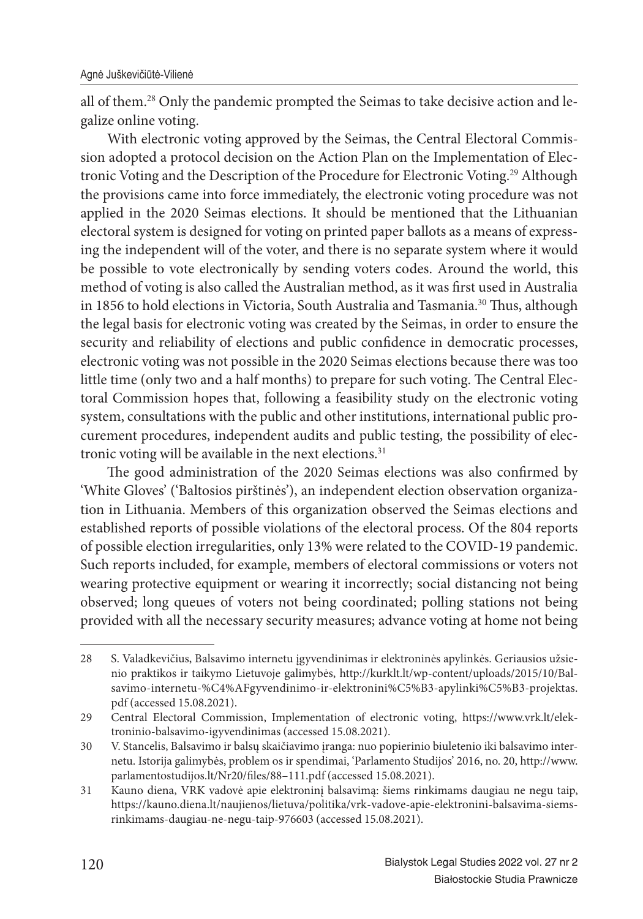all of them.[28] Only the pandemic prompted the Seimas to take decisive action and legalize online voting.

With electronic voting approved by the Seimas, the Central Electoral Commission adopted a protocol decision on the Action Plan on the Implementation of Electronic Voting and the Description of the Procedure for Electronic Voting.[29] Although the provisions came into force immediately, the electronic voting procedure was not applied in the 2020 Seimas elections. It should be mentioned that the Lithuanian electoral system is designed for voting on printed paper ballots as a means of expressing the independent will of the voter, and there is no separate system where it would be possible to vote electronically by sending voters codes. Around the world, this method of voting is also called the Australian method, as it was first used in Australia in 1856 to hold elections in Victoria, South Australia and Tasmania.[30] Thus, although the legal basis for electronic voting was created by the Seimas, in order to ensure the security and reliability of elections and public confidence in democratic processes, electronic voting was not possible in the 2020 Seimas elections because there was too little time (only two and a half months) to prepare for such voting. The Central Electoral Commission hopes that, following a feasibility study on the electronic voting system, consultations with the public and other institutions, international public procurement procedures, independent audits and public testing, the possibility of electronic voting will be available in the next elections.[31]

The good administration of the 2020 Seimas elections was also confirmed by 'White Gloves' ('Baltosios pirštinės'), an independent election observation organization in Lithuania. Members of this organization observed the Seimas elections and established reports of possible violations of the electoral process. Of the 804 reports of possible election irregularities, only 13% were related to the COVID-19 pandemic. Such reports included, for example, members of electoral commissions or voters not wearing protective equipment or wearing it incorrectly; social distancing not being observed; long queues of voters not being coordinated; polling stations not being provided with all the necessary security measures; advance voting at home not being

---

28 S. Valadkevičius, Balsavimo internetu įgyvendinimas ir elektroninės apylinkės. Geriausios užsienio praktikos ir taikymo Lietuvoje galimybės, http://kurklt.lt/wp-content/uploads/2015/10/Balsavimo-internetu-%C4%AFgyvendinimo-ir-elektronini%C5%B3-apylinki%C5%B3-projektas.pdf (accessed 15.08.2021).

29 Central Electoral Commission, Implementation of electronic voting, https://www.vrk.lt/elektroninio-balsavimo-igyvendinimas (accessed 15.08.2021).

30 V. Stancelis, Balsavimo ir balsų skaičiavimo įranga: nuo popierinio biuletenio iki balsavimo internetu. Istorija galimybės, problem os ir spendimai, 'Parlamento Studijos' 2016, no. 20, http://www.parlamentostudijos.lt/Nr20/files/88–111.pdf (accessed 15.08.2021).

31 Kauno diena, VRK vadovė apie elektroninį balsavimą: šiems rinkimams daugiau ne negu taip, https://kauno.diena.lt/naujienos/lietuva/politika/vrk-vadove-apie-elektronini-balsavima-siems-rinkimams-daugiau-ne-negu-taip-976603 (accessed 15.08.2021).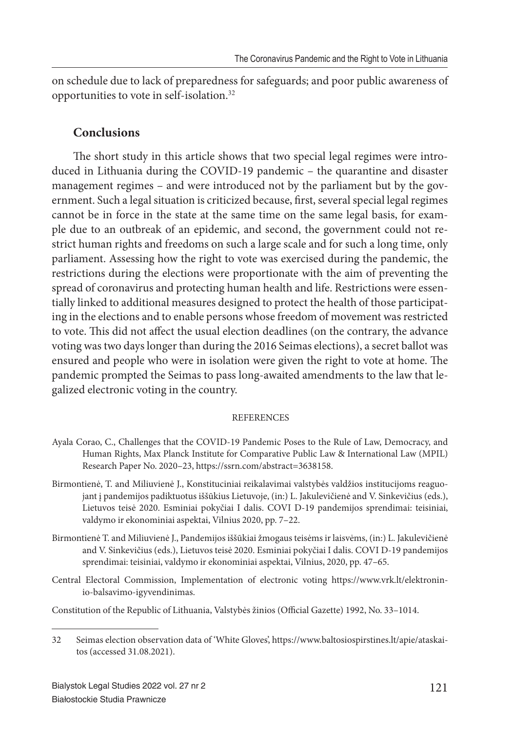on schedule due to lack of preparedness for safeguards; and poor public awareness of opportunities to vote in self-isolation.[32]

## Conclusions

The short study in this article shows that two special legal regimes were introduced in Lithuania during the COVID-19 pandemic – the quarantine and disaster management regimes – and were introduced not by the parliament but by the government. Such a legal situation is criticized because, first, several special legal regimes cannot be in force in the state at the same time on the same legal basis, for example due to an outbreak of an epidemic, and second, the government could not restrict human rights and freedoms on such a large scale and for such a long time, only parliament. Assessing how the right to vote was exercised during the pandemic, the restrictions during the elections were proportionate with the aim of preventing the spread of coronavirus and protecting human health and life. Restrictions were essentially linked to additional measures designed to protect the health of those participating in the elections and to enable persons whose freedom of movement was restricted to vote. This did not affect the usual election deadlines (on the contrary, the advance voting was two days longer than during the 2016 Seimas elections), a secret ballot was ensured and people who were in isolation were given the right to vote at home. The pandemic prompted the Seimas to pass long-awaited amendments to the law that legalized electronic voting in the country.

### REFERENCES

Ayala Corao, C., Challenges that the COVID-19 Pandemic Poses to the Rule of Law, Democracy, and Human Rights, Max Planck Institute for Comparative Public Law & International Law (MPIL) Research Paper No. 2020–23, https://ssrn.com/abstract=3638158.

Birmontienė, T. and Miliuvienė J., Konstituciniai reikalavimai valstybės valdžios institucijoms reaguojant į pandemijos padiktuotus iššūkius Lietuvoje, (in:) L. Jakulevičienė and V. Sinkevičius (eds.), Lietuvos teisė 2020. Esminiai pokyčiai I dalis. COVI D-19 pandemijos sprendimai: teisiniai, valdymo ir ekonominiai aspektai, Vilnius 2020, pp. 7–22.

Birmontienė T. and Miliuvienė J., Pandemijos iššūkiai žmogaus teisėms ir laisvėms, (in:) L. Jakulevičienė and V. Sinkevičius (eds.), Lietuvos teisė 2020. Esminiai pokyčiai I dalis. COVI D-19 pandemijos sprendimai: teisiniai, valdymo ir ekonominiai aspektai, Vilnius, 2020, pp. 47–65.

Central Electoral Commission, Implementation of electronic voting https://www.vrk.lt/elektroninio-balsavimo-igyvendinimas.

Constitution of the Republic of Lithuania, Valstybės žinios (Official Gazette) 1992, No. 33–1014.

---

32 Seimas election observation data of 'White Gloves', https://www.baltosiospirstines.lt/apie/ataskaitos (accessed 31.08.2021).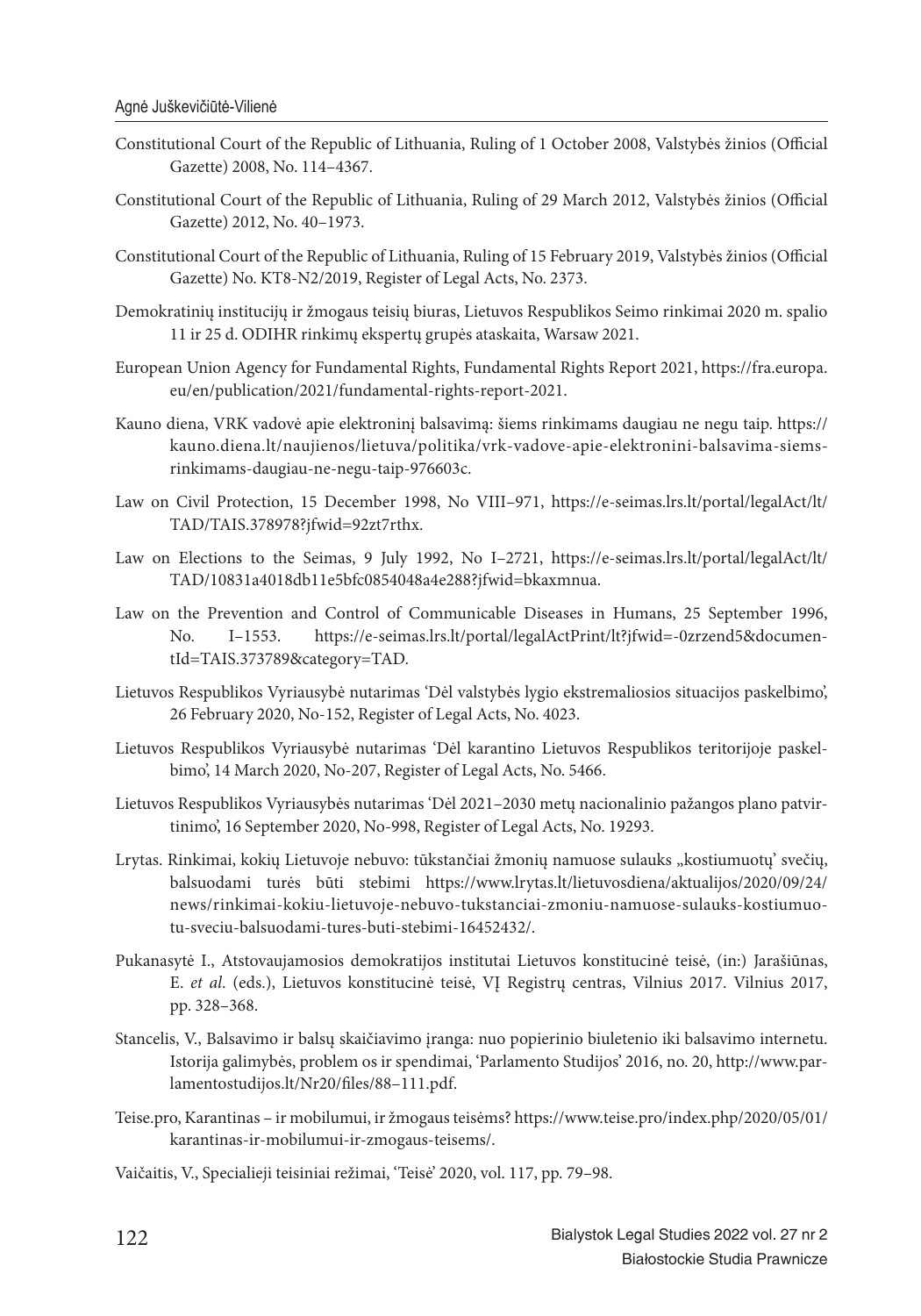Constitutional Court of the Republic of Lithuania, Ruling of 1 October 2008, Valstybės žinios (Official Gazette) 2008, No. 114–4367.

Constitutional Court of the Republic of Lithuania, Ruling of 29 March 2012, Valstybės žinios (Official Gazette) 2012, No. 40–1973.

Constitutional Court of the Republic of Lithuania, Ruling of 15 February 2019, Valstybės žinios (Official Gazette) No. KT8-N2/2019, Register of Legal Acts, No. 2373.

Demokratinių institucijų ir žmogaus teisių biuras, Lietuvos Respublikos Seimo rinkimai 2020 m. spalio 11 ir 25 d. ODIHR rinkimų ekspertų grupės ataskaita, Warsaw 2021.

European Union Agency for Fundamental Rights, Fundamental Rights Report 2021, https://fra.europa.eu/en/publication/2021/fundamental-rights-report-2021.

Kauno diena, VRK vadovė apie elektroninį balsavimą: šiems rinkimams daugiau ne negu taip. https://kauno.diena.lt/naujienos/lietuva/politika/vrk-vadove-apie-elektronini-balsavima-siems-rinkimams-daugiau-ne-negu-taip-976603c.

Law on Civil Protection, 15 December 1998, No VIII–971, https://e-seimas.lrs.lt/portal/legalAct/lt/TAD/TAIS.378978?jfwid=92zt7rthx.

Law on Elections to the Seimas, 9 July 1992, No I–2721, https://e-seimas.lrs.lt/portal/legalAct/lt/TAD/10831a4018db11e5bfc0854048a4e288?jfwid=bkaxmnua.

Law on the Prevention and Control of Communicable Diseases in Humans, 25 September 1996, No. I–1553. https://e-seimas.lrs.lt/portal/legalActPrint/lt?jfwid=-0zrzend5&documentId=TAIS.373789&category=TAD.

Lietuvos Respublikos Vyriausybė nutarimas 'Dėl valstybės lygio ekstremaliosios situacijos paskelbimo', 26 February 2020, No-152, Register of Legal Acts, No. 4023.

Lietuvos Respublikos Vyriausybė nutarimas 'Dėl karantino Lietuvos Respublikos teritorijoje paskelbimo', 14 March 2020, No-207, Register of Legal Acts, No. 5466.

Lietuvos Respublikos Vyriausybės nutarimas 'Dėl 2021–2030 metų nacionalinio pažangos plano patvirtinimo', 16 September 2020, No-998, Register of Legal Acts, No. 19293.

Lrytas. Rinkimai, kokių Lietuvoje nebuvo: tūkstančiai žmonių namuose sulauks „kostiumuotų' svečių, balsuodami turės būti stebimi https://www.lrytas.lt/lietuvosdiena/aktualijos/2020/09/24/news/rinkimai-kokiu-lietuvoje-nebuvo-tukstanciai-zmoniu-namuose-sulauks-kostiumuotu-sveciu-balsuodami-tures-buti-stebimi-16452432/.

Pukanasytė I., Atstovaujamosios demokratijos institutai Lietuvos konstitucinė teisė, (in:) Jarašiūnas, E. *et al*. (eds.), Lietuvos konstitucinė teisė, VĮ Registrų centras, Vilnius 2017. Vilnius 2017, pp. 328–368.

Stancelis, V., Balsavimo ir balsų skaičiavimo įranga: nuo popierinio biuletenio iki balsavimo internetu. Istorija galimybės, problem os ir spendimai, 'Parlamento Studijos' 2016, no. 20, http://www.parlamentostudijos.lt/Nr20/files/88–111.pdf.

Teise.pro, Karantinas – ir mobilumui, ir žmogaus teisėms? https://www.teise.pro/index.php/2020/05/01/karantinas-ir-mobilumui-ir-zmogaus-teisems/.

Vaičaitis, V., Specialieji teisiniai režimai, 'Teisė' 2020, vol. 117, pp. 79–98.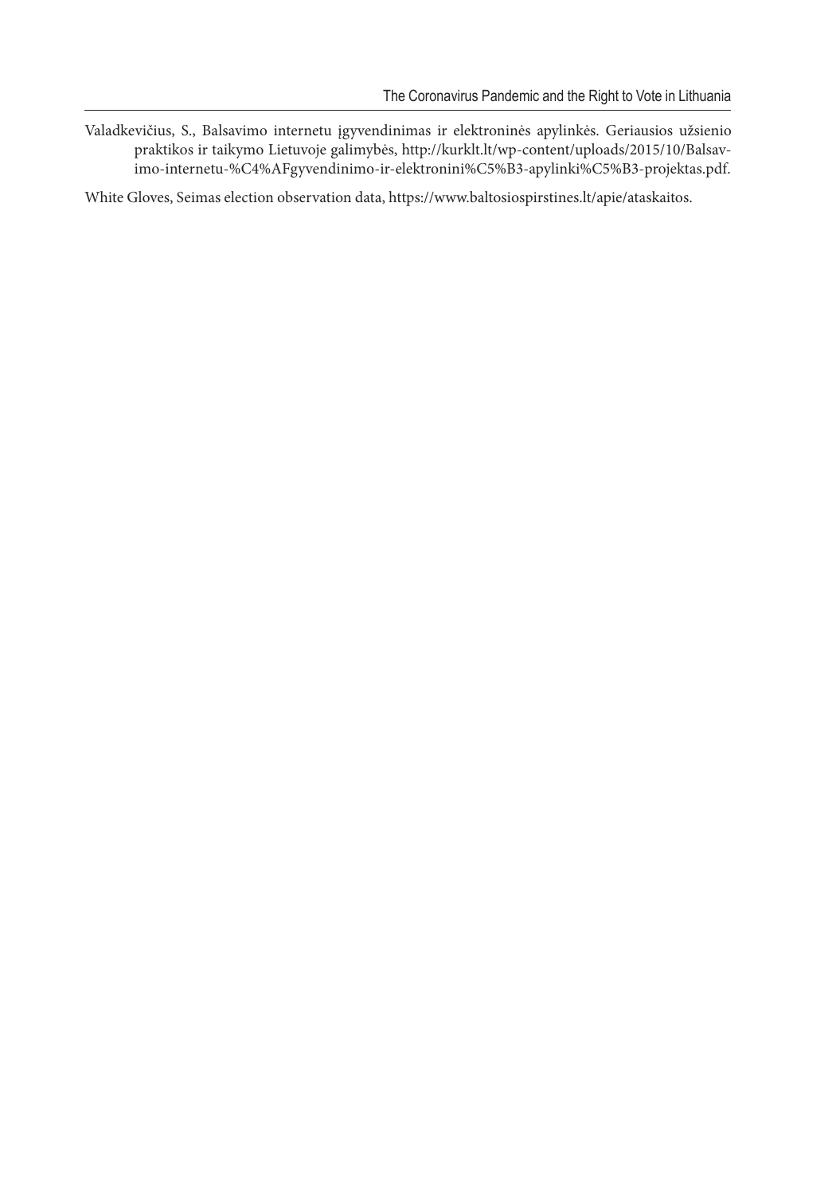Valadkevičius, S., Balsavimo internetu įgyvendinimas ir elektroninės apylinkės. Geriausios užsienio praktikos ir taikymo Lietuvoje galimybės, http://kurklt.lt/wp-content/uploads/2015/10/Balsavimo-internetu-%C4%AFgyvendinimo-ir-elektronini%C5%B3-apylinki%C5%B3-projektas.pdf.

White Gloves, Seimas election observation data, https://www.baltosiospirstines.lt/apie/ataskaitos.